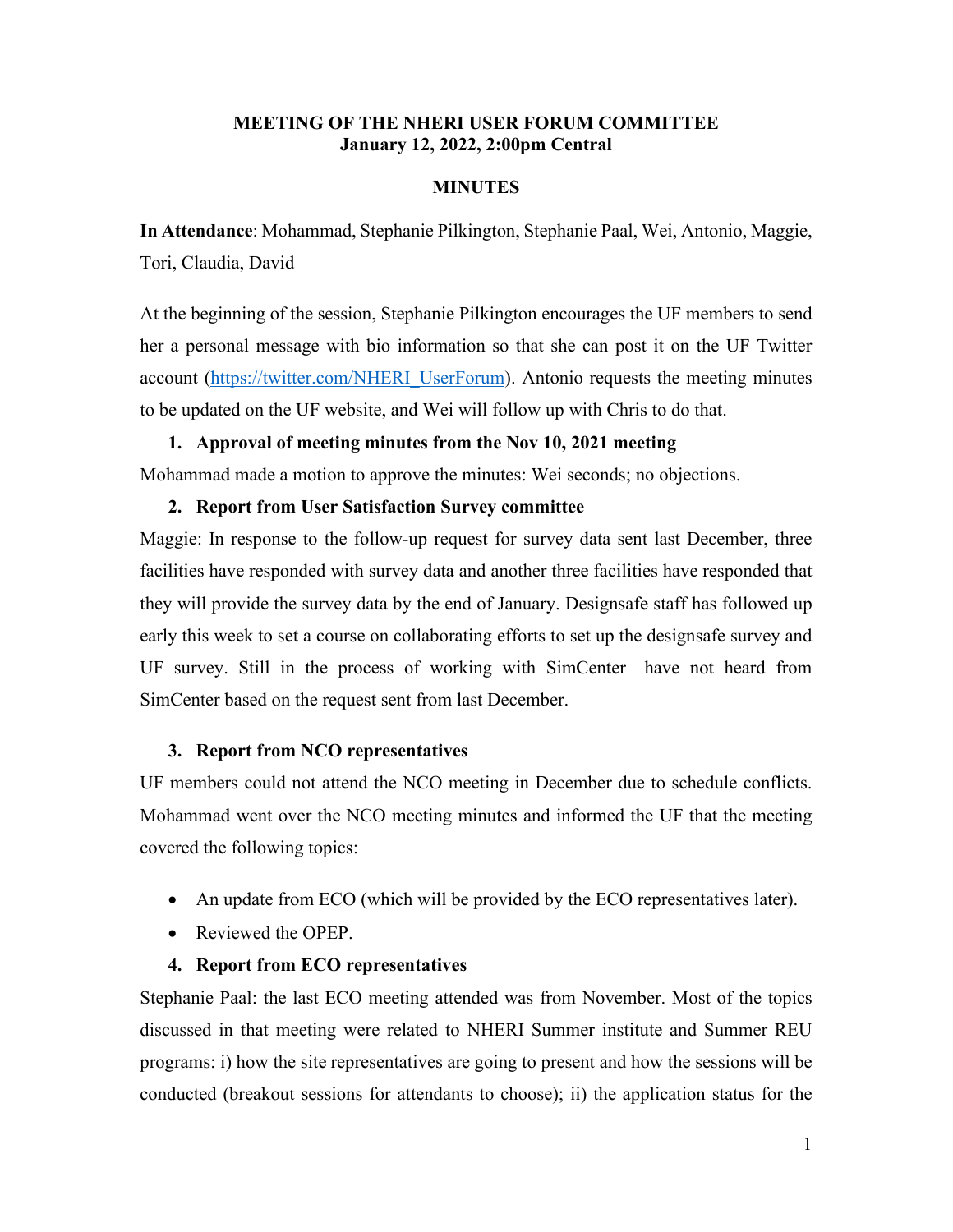**MEETING OF THE NHERI USER FORUM COMMITTEE**
**January 12, 2022, 2:00pm Central**

**MINUTES**

**In Attendance**: Mohammad, Stephanie Pilkington, Stephanie Paal, Wei, Antonio, Maggie, Tori, Claudia, David

At the beginning of the session, Stephanie Pilkington encourages the UF members to send her a personal message with bio information so that she can post it on the UF Twitter account (https://twitter.com/NHERI_UserForum). Antonio requests the meeting minutes to be updated on the UF website, and Wei will follow up with Chris to do that.

1. **Approval of meeting minutes from the Nov 10, 2021 meeting**

Mohammad made a motion to approve the minutes: Wei seconds; no objections.

2. **Report from User Satisfaction Survey committee**

Maggie: In response to the follow-up request for survey data sent last December, three facilities have responded with survey data and another three facilities have responded that they will provide the survey data by the end of January. Designsafe staff has followed up early this week to set a course on collaborating efforts to set up the designsafe survey and UF survey. Still in the process of working with SimCenter—have not heard from SimCenter based on the request sent from last December.

3. **Report from NCO representatives**

UF members could not attend the NCO meeting in December due to schedule conflicts. Mohammad went over the NCO meeting minutes and informed the UF that the meeting covered the following topics:

- An update from ECO (which will be provided by the ECO representatives later).
- Reviewed the OPEP.

4. **Report from ECO representatives**

Stephanie Paal: the last ECO meeting attended was from November. Most of the topics discussed in that meeting were related to NHERI Summer institute and Summer REU programs: i) how the site representatives are going to present and how the sessions will be conducted (breakout sessions for attendants to choose); ii) the application status for the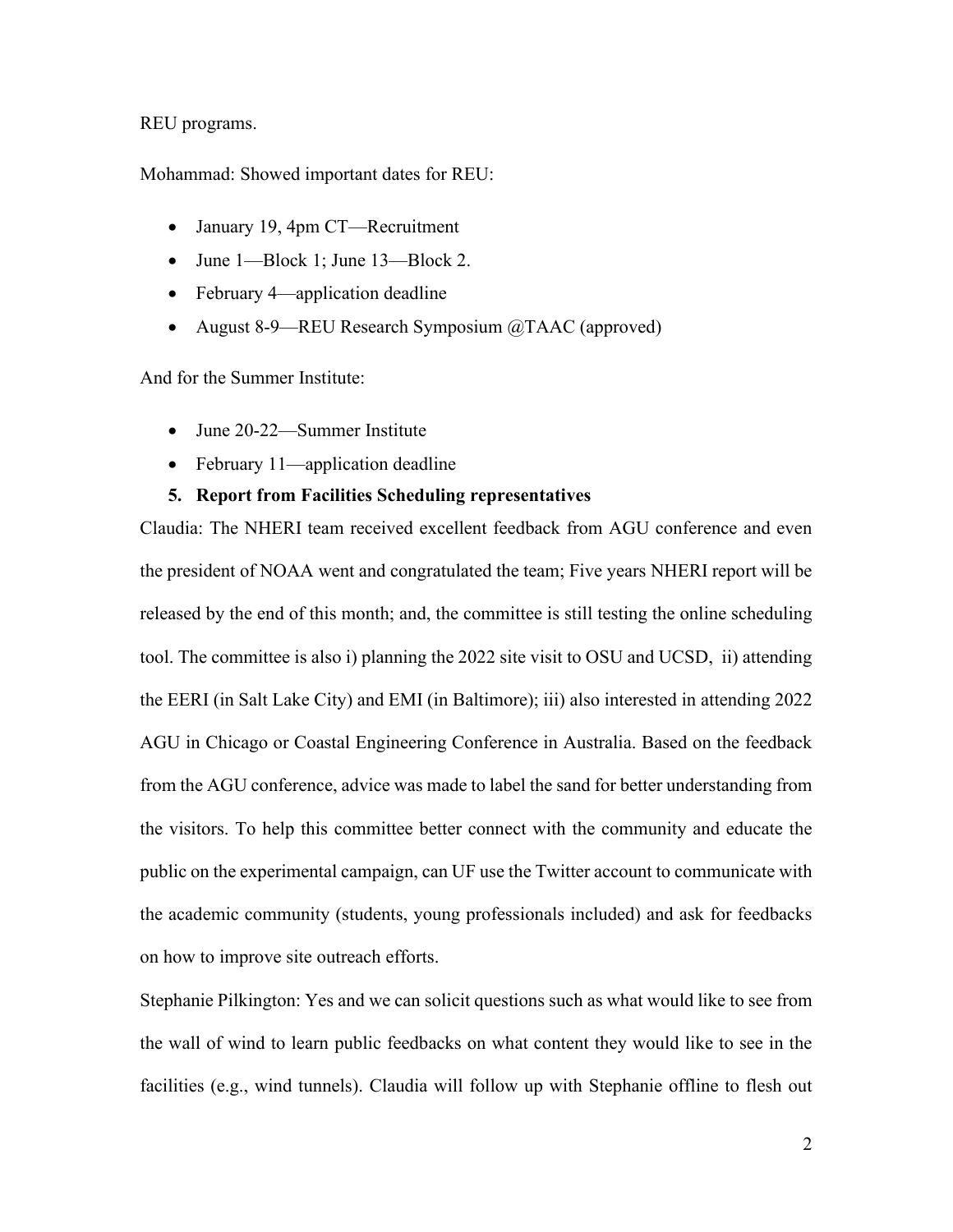REU programs.

Mohammad: Showed important dates for REU:

- January 19, 4pm CT—Recruitment
- June 1—Block 1; June 13—Block 2.
- February 4—application deadline
- August 8-9—REU Research Symposium @TAAC (approved)

And for the Summer Institute:

- June 20-22—Summer Institute
- February 11—application deadline

5. **Report from Facilities Scheduling representatives**

Claudia: The NHERI team received excellent feedback from AGU conference and even the president of NOAA went and congratulated the team; Five years NHERI report will be released by the end of this month; and, the committee is still testing the online scheduling tool. The committee is also i) planning the 2022 site visit to OSU and UCSD, ii) attending the EERI (in Salt Lake City) and EMI (in Baltimore); iii) also interested in attending 2022 AGU in Chicago or Coastal Engineering Conference in Australia. Based on the feedback from the AGU conference, advice was made to label the sand for better understanding from the visitors. To help this committee better connect with the community and educate the public on the experimental campaign, can UF use the Twitter account to communicate with the academic community (students, young professionals included) and ask for feedbacks on how to improve site outreach efforts.

Stephanie Pilkington: Yes and we can solicit questions such as what would like to see from the wall of wind to learn public feedbacks on what content they would like to see in the facilities (e.g., wind tunnels). Claudia will follow up with Stephanie offline to flesh out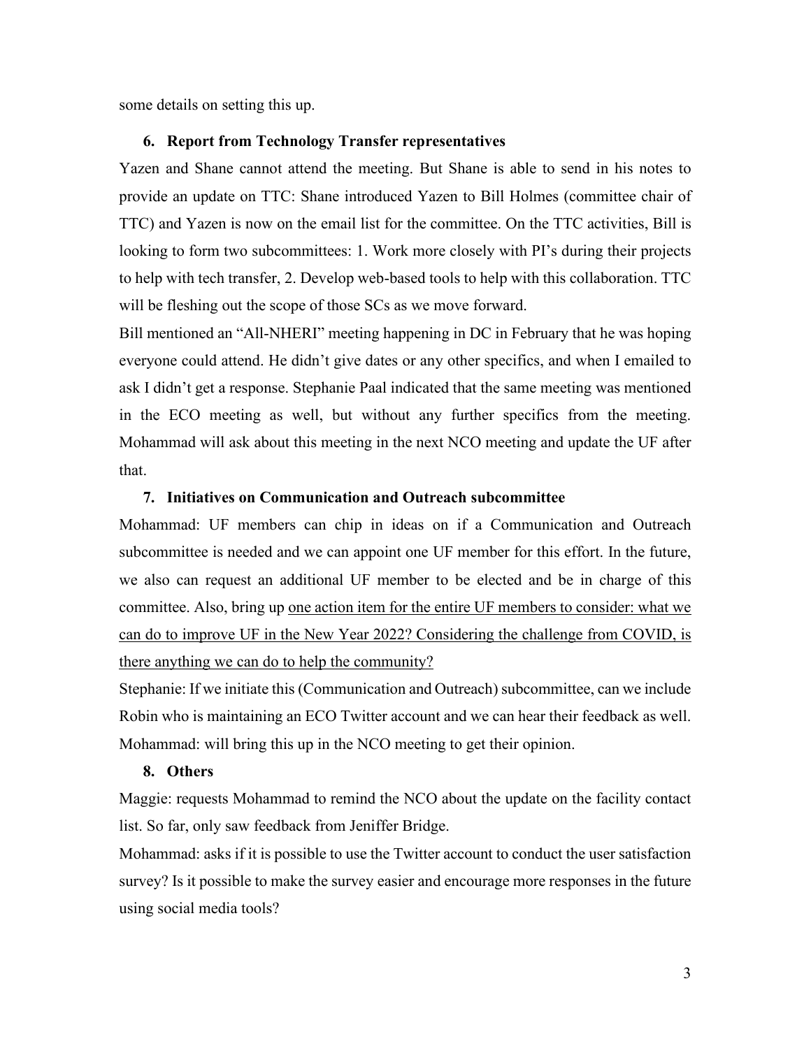some details on setting this up.

### 6. Report from Technology Transfer representatives

Yazen and Shane cannot attend the meeting. But Shane is able to send in his notes to provide an update on TTC: Shane introduced Yazen to Bill Holmes (committee chair of TTC) and Yazen is now on the email list for the committee. On the TTC activities, Bill is looking to form two subcommittees: 1. Work more closely with PI's during their projects to help with tech transfer, 2. Develop web-based tools to help with this collaboration. TTC will be fleshing out the scope of those SCs as we move forward.

Bill mentioned an "All-NHERI" meeting happening in DC in February that he was hoping everyone could attend. He didn't give dates or any other specifics, and when I emailed to ask I didn't get a response. Stephanie Paal indicated that the same meeting was mentioned in the ECO meeting as well, but without any further specifics from the meeting. Mohammad will ask about this meeting in the next NCO meeting and update the UF after that.

### 7. Initiatives on Communication and Outreach subcommittee

Mohammad: UF members can chip in ideas on if a Communication and Outreach subcommittee is needed and we can appoint one UF member for this effort. In the future, we also can request an additional UF member to be elected and be in charge of this committee. Also, bring up <u>one action item for the entire UF members to consider: what we can do to improve UF in the New Year 2022? Considering the challenge from COVID, is there anything we can do to help the community?</u>

Stephanie: If we initiate this (Communication and Outreach) subcommittee, can we include Robin who is maintaining an ECO Twitter account and we can hear their feedback as well.

Mohammad: will bring this up in the NCO meeting to get their opinion.

### 8. Others

Maggie: requests Mohammad to remind the NCO about the update on the facility contact list. So far, only saw feedback from Jeniffer Bridge.

Mohammad: asks if it is possible to use the Twitter account to conduct the user satisfaction survey? Is it possible to make the survey easier and encourage more responses in the future using social media tools?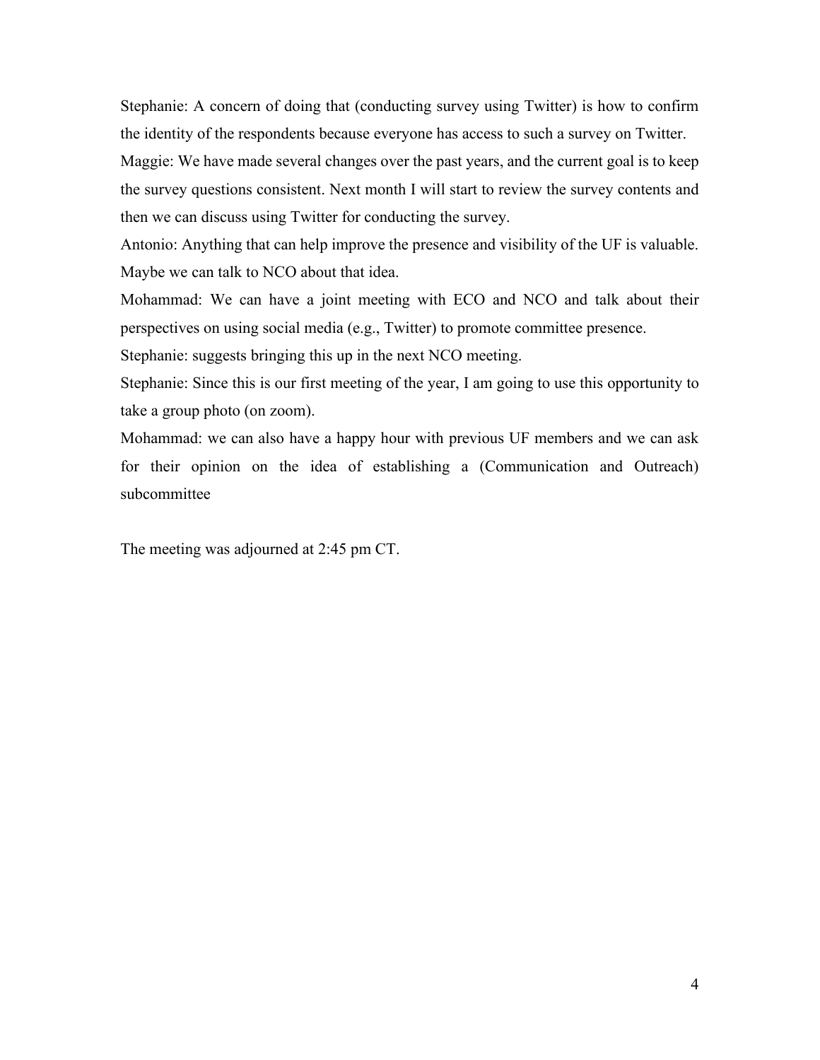Stephanie: A concern of doing that (conducting survey using Twitter) is how to confirm the identity of the respondents because everyone has access to such a survey on Twitter.

Maggie: We have made several changes over the past years, and the current goal is to keep the survey questions consistent. Next month I will start to review the survey contents and then we can discuss using Twitter for conducting the survey.

Antonio: Anything that can help improve the presence and visibility of the UF is valuable. Maybe we can talk to NCO about that idea.

Mohammad: We can have a joint meeting with ECO and NCO and talk about their perspectives on using social media (e.g., Twitter) to promote committee presence.

Stephanie: suggests bringing this up in the next NCO meeting.

Stephanie: Since this is our first meeting of the year, I am going to use this opportunity to take a group photo (on zoom).

Mohammad: we can also have a happy hour with previous UF members and we can ask for their opinion on the idea of establishing a (Communication and Outreach) subcommittee

The meeting was adjourned at 2:45 pm CT.